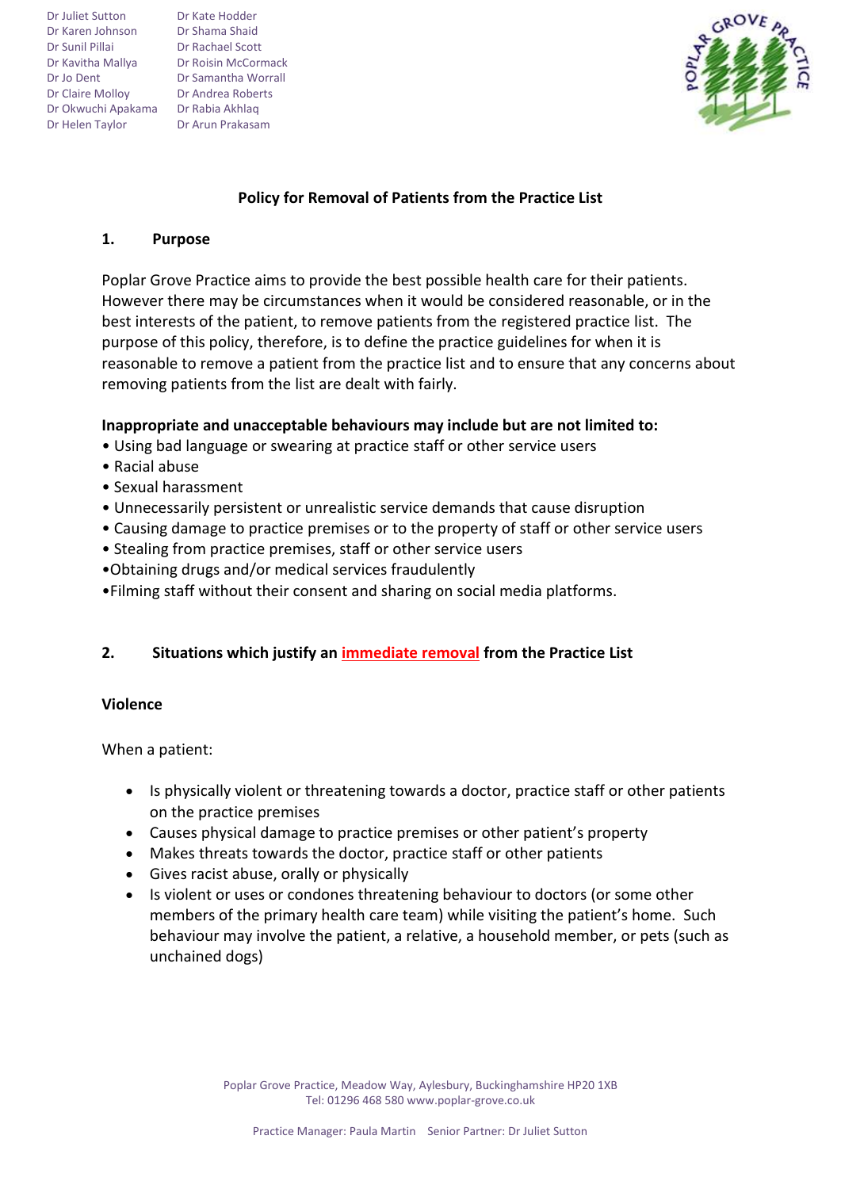Dr Juliet Sutton
Dr Karen Johnson
Dr Sunil Pillai
Dr Kavitha Mallya
Dr Jo Dent
Dr Claire Molloy
Dr Okwuchi Apakama
Dr Helen Taylor
Dr Kate Hodder
Dr Shama Shaid
Dr Rachael Scott
Dr Roisin McCormack
Dr Samantha Worrall
Dr Andrea Roberts
Dr Rabia Akhlaq
Dr Arun Prakasam

# Policy for Removal of Patients from the Practice List

## 1. Purpose

Poplar Grove Practice aims to provide the best possible health care for their patients. However there may be circumstances when it would be considered reasonable, or in the best interests of the patient, to remove patients from the registered practice list. The purpose of this policy, therefore, is to define the practice guidelines for when it is reasonable to remove a patient from the practice list and to ensure that any concerns about removing patients from the list are dealt with fairly.

**Inappropriate and unacceptable behaviours may include but are not limited to:**

- Using bad language or swearing at practice staff or other service users
- Racial abuse
- Sexual harassment
- Unnecessarily persistent or unrealistic service demands that cause disruption
- Causing damage to practice premises or to the property of staff or other service users
- Stealing from practice premises, staff or other service users
- Obtaining drugs and/or medical services fraudulently
- Filming staff without their consent and sharing on social media platforms.

## 2. Situations which justify an immediate removal from the Practice List

### Violence

When a patient:

- Is physically violent or threatening towards a doctor, practice staff or other patients on the practice premises
- Causes physical damage to practice premises or other patient's property
- Makes threats towards the doctor, practice staff or other patients
- Gives racist abuse, orally or physically
- Is violent or uses or condones threatening behaviour to doctors (or some other members of the primary health care team) while visiting the patient's home. Such behaviour may involve the patient, a relative, a household member, or pets (such as unchained dogs)

Poplar Grove Practice, Meadow Way, Aylesbury, Buckinghamshire HP20 1XB
Tel: 01296 468 580 www.poplar-grove.co.uk

Practice Manager: Paula Martin Senior Partner: Dr Juliet Sutton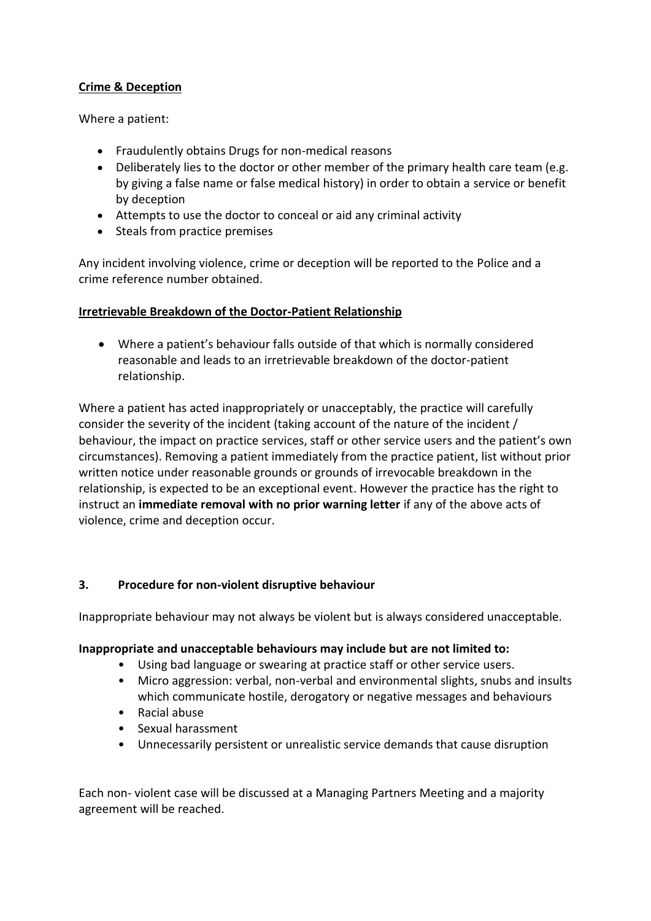**Crime & Deception**

Where a patient:

- Fraudulently obtains Drugs for non-medical reasons
- Deliberately lies to the doctor or other member of the primary health care team (e.g. by giving a false name or false medical history) in order to obtain a service or benefit by deception
- Attempts to use the doctor to conceal or aid any criminal activity
- Steals from practice premises

Any incident involving violence, crime or deception will be reported to the Police and a crime reference number obtained.

**Irretrievable Breakdown of the Doctor-Patient Relationship**

- Where a patient's behaviour falls outside of that which is normally considered reasonable and leads to an irretrievable breakdown of the doctor-patient relationship.

Where a patient has acted inappropriately or unacceptably, the practice will carefully consider the severity of the incident (taking account of the nature of the incident / behaviour, the impact on practice services, staff or other service users and the patient's own circumstances). Removing a patient immediately from the practice patient, list without prior written notice under reasonable grounds or grounds of irrevocable breakdown in the relationship, is expected to be an exceptional event. However the practice has the right to instruct an **immediate removal with no prior warning letter** if any of the above acts of violence, crime and deception occur.

## 3. Procedure for non-violent disruptive behaviour

Inappropriate behaviour may not always be violent but is always considered unacceptable.

**Inappropriate and unacceptable behaviours may include but are not limited to:**

- Using bad language or swearing at practice staff or other service users.
- Micro aggression: verbal, non-verbal and environmental slights, snubs and insults which communicate hostile, derogatory or negative messages and behaviours
- Racial abuse
- Sexual harassment
- Unnecessarily persistent or unrealistic service demands that cause disruption

Each non- violent case will be discussed at a Managing Partners Meeting and a majority agreement will be reached.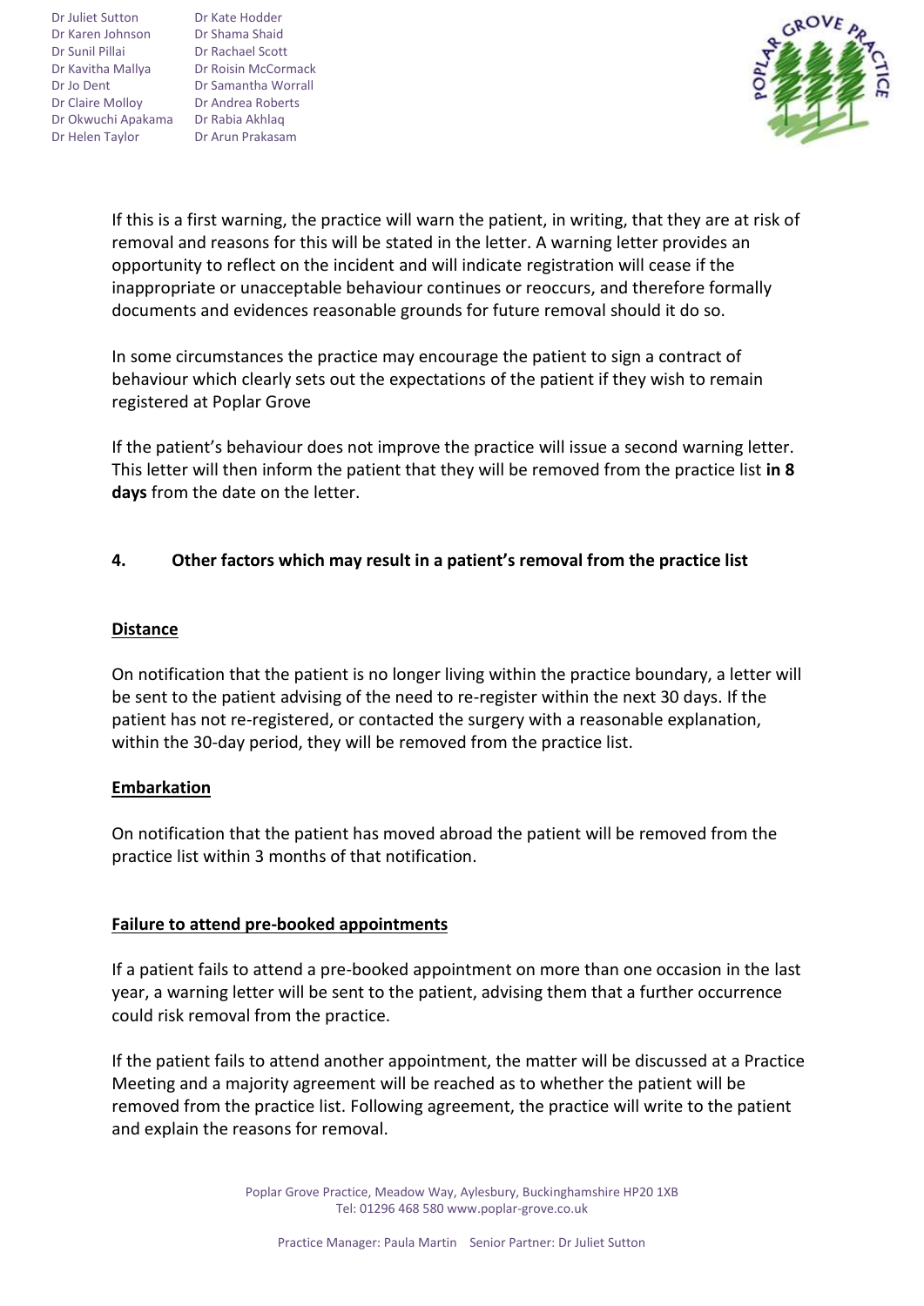If this is a first warning, the practice will warn the patient, in writing, that they are at risk of removal and reasons for this will be stated in the letter. A warning letter provides an opportunity to reflect on the incident and will indicate registration will cease if the inappropriate or unacceptable behaviour continues or reoccurs, and therefore formally documents and evidences reasonable grounds for future removal should it do so.

In some circumstances the practice may encourage the patient to sign a contract of behaviour which clearly sets out the expectations of the patient if they wish to remain registered at Poplar Grove

If the patient's behaviour does not improve the practice will issue a second warning letter. This letter will then inform the patient that they will be removed from the practice list **in 8 days** from the date on the letter.

## 4. Other factors which may result in a patient's removal from the practice list

**Distance**

On notification that the patient is no longer living within the practice boundary, a letter will be sent to the patient advising of the need to re-register within the next 30 days. If the patient has not re-registered, or contacted the surgery with a reasonable explanation, within the 30-day period, they will be removed from the practice list.

**Embarkation**

On notification that the patient has moved abroad the patient will be removed from the practice list within 3 months of that notification.

**Failure to attend pre-booked appointments**

If a patient fails to attend a pre-booked appointment on more than one occasion in the last year, a warning letter will be sent to the patient, advising them that a further occurrence could risk removal from the practice.

If the patient fails to attend another appointment, the matter will be discussed at a Practice Meeting and a majority agreement will be reached as to whether the patient will be removed from the practice list. Following agreement, the practice will write to the patient and explain the reasons for removal.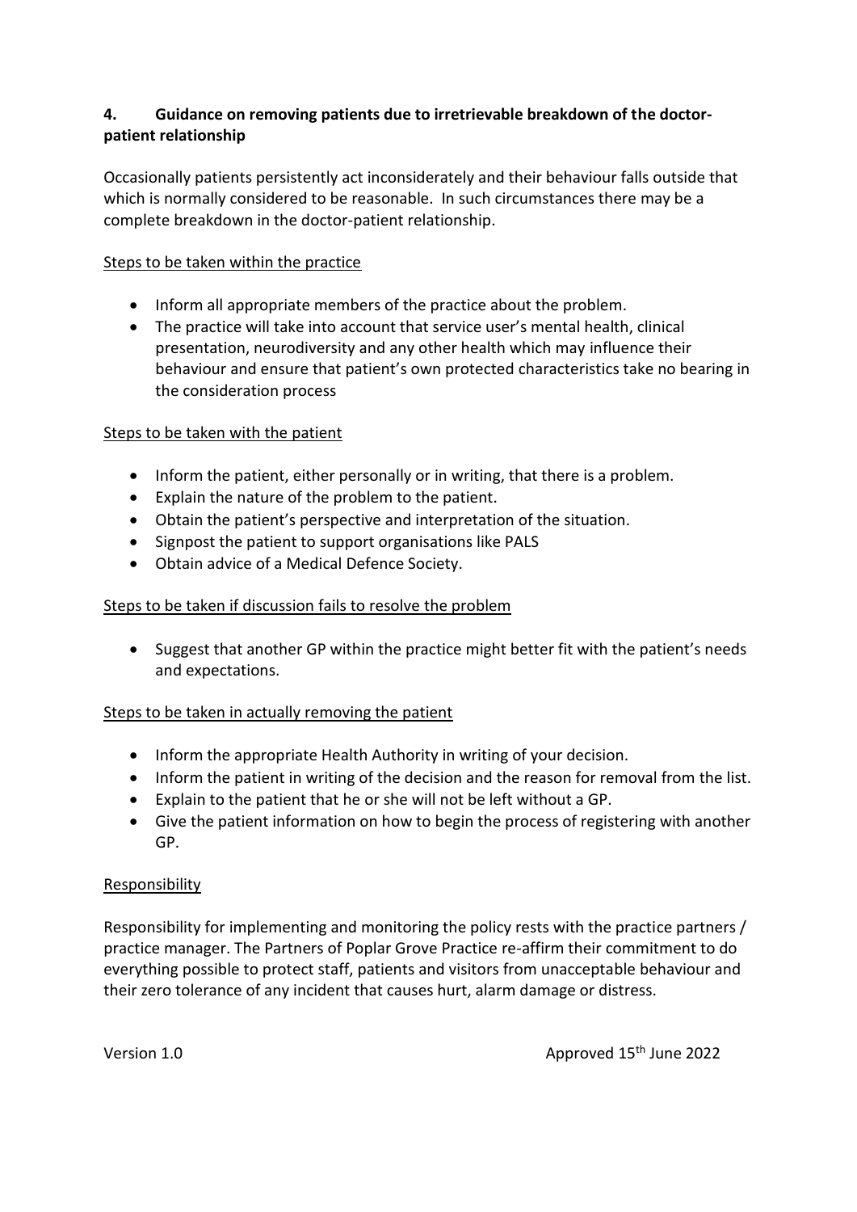## 4. Guidance on removing patients due to irretrievable breakdown of the doctor-patient relationship

Occasionally patients persistently act inconsiderately and their behaviour falls outside that which is normally considered to be reasonable. In such circumstances there may be a complete breakdown in the doctor-patient relationship.

Steps to be taken within the practice

- Inform all appropriate members of the practice about the problem.
- The practice will take into account that service user's mental health, clinical presentation, neurodiversity and any other health which may influence their behaviour and ensure that patient's own protected characteristics take no bearing in the consideration process

Steps to be taken with the patient

- Inform the patient, either personally or in writing, that there is a problem.
- Explain the nature of the problem to the patient.
- Obtain the patient's perspective and interpretation of the situation.
- Signpost the patient to support organisations like PALS
- Obtain advice of a Medical Defence Society.

Steps to be taken if discussion fails to resolve the problem

- Suggest that another GP within the practice might better fit with the patient's needs and expectations.

Steps to be taken in actually removing the patient

- Inform the appropriate Health Authority in writing of your decision.
- Inform the patient in writing of the decision and the reason for removal from the list.
- Explain to the patient that he or she will not be left without a GP.
- Give the patient information on how to begin the process of registering with another GP.

Responsibility

Responsibility for implementing and monitoring the policy rests with the practice partners / practice manager. The Partners of Poplar Grove Practice re-affirm their commitment to do everything possible to protect staff, patients and visitors from unacceptable behaviour and their zero tolerance of any incident that causes hurt, alarm damage or distress.

Version 1.0 Approved 15th June 2022